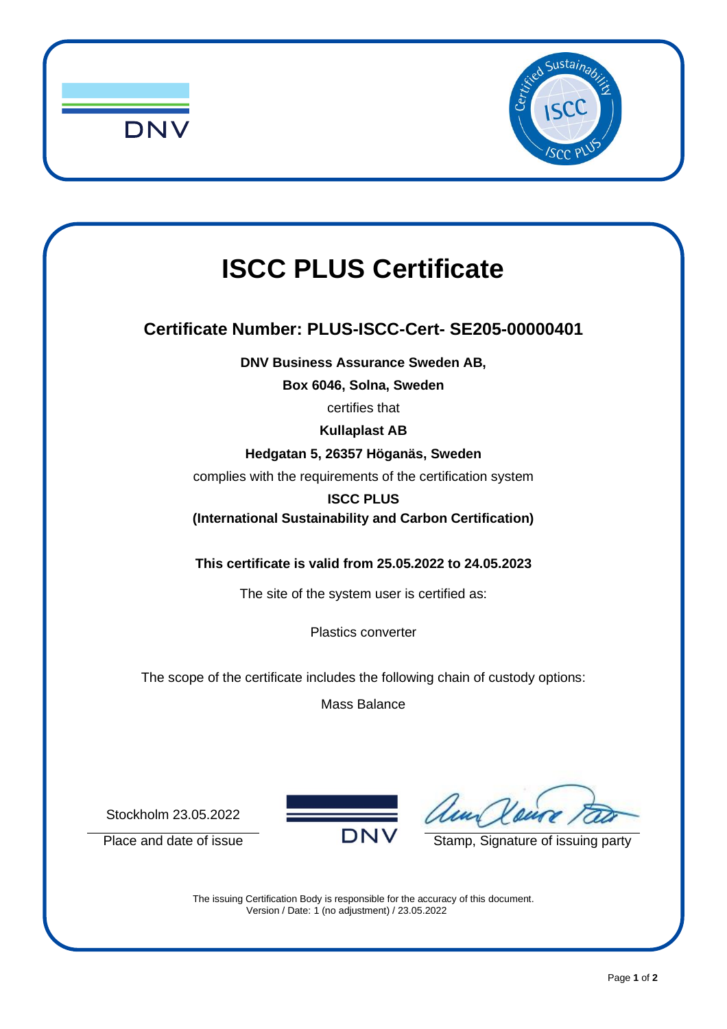# ISCC PLUS Certificate

## Certificate Number: PLUS-ISCC-Cert- SE205-00000401

**DNV Business Assurance Sweden AB,**

**Box 6046, Solna, Sweden**

certifies that

**Kullaplast AB**

**Hedgatan 5, 26357 Höganäs, Sweden**

complies with the requirements of the certification system

**ISCC PLUS**

**(International Sustainability and Carbon Certification)**

**This certificate is valid from 25.05.2022 to 24.05.2023**

The site of the system user is certified as:

Plastics converter

The scope of the certificate includes the following chain of custody options:

Mass Balance

Stockholm 23.05.2022

Place and date of issue

Stamp, Signature of issuing party

The issuing Certification Body is responsible for the accuracy of this document.
Version / Date: 1 (no adjustment) / 23.05.2022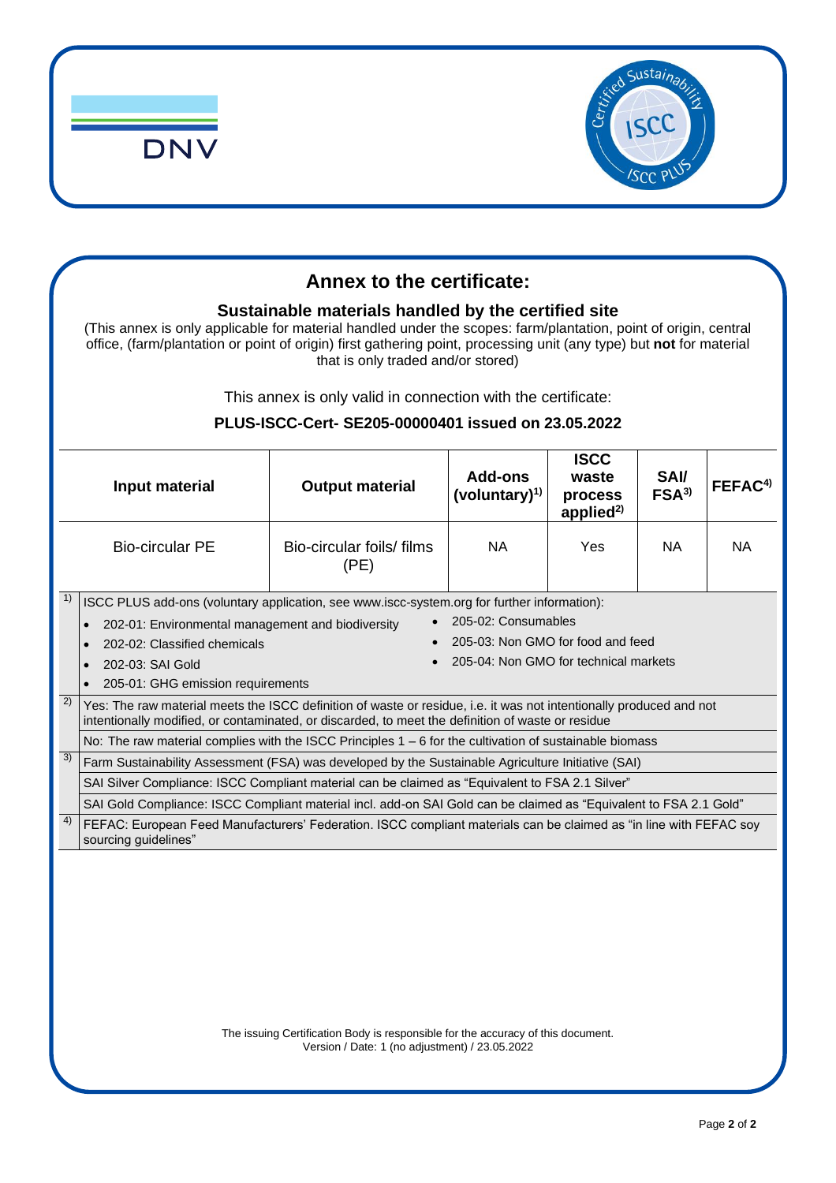DNV

# Annex to the certificate:

## Sustainable materials handled by the certified site

(This annex is only applicable for material handled under the scopes: farm/plantation, point of origin, central office, (farm/plantation or point of origin) first gathering point, processing unit (any type) but **not** for material that is only traded and/or stored)

This annex is only valid in connection with the certificate:

**PLUS-ISCC-Cert- SE205-00000401 issued on 23.05.2022**

| Input material | Output material | Add-ons (voluntary)[1] | ISCC waste process applied[2] | SAI/ FSA[3] | FEFAC[4] |
|---|---|---|---|---|---|
| Bio-circular PE | Bio-circular foils/ films (PE) | NA | Yes | NA | NA |

1) ISCC PLUS add-ons (voluntary application, see www.iscc-system.org for further information):

- 202-01: Environmental management and biodiversity
- 202-02: Classified chemicals
- 202-03: SAI Gold
- 205-01: GHG emission requirements
- 205-02: Consumables
- 205-03: Non GMO for food and feed
- 205-04: Non GMO for technical markets

2) Yes: The raw material meets the ISCC definition of waste or residue, i.e. it was not intentionally produced and not intentionally modified, or contaminated, or discarded, to meet the definition of waste or residue

No: The raw material complies with the ISCC Principles 1 – 6 for the cultivation of sustainable biomass

3) Farm Sustainability Assessment (FSA) was developed by the Sustainable Agriculture Initiative (SAI)

SAI Silver Compliance: ISCC Compliant material can be claimed as "Equivalent to FSA 2.1 Silver"

SAI Gold Compliance: ISCC Compliant material incl. add-on SAI Gold can be claimed as "Equivalent to FSA 2.1 Gold"

4) FEFAC: European Feed Manufacturers' Federation. ISCC compliant materials can be claimed as "in line with FEFAC soy sourcing guidelines"

The issuing Certification Body is responsible for the accuracy of this document.
Version / Date: 1 (no adjustment) / 23.05.2022